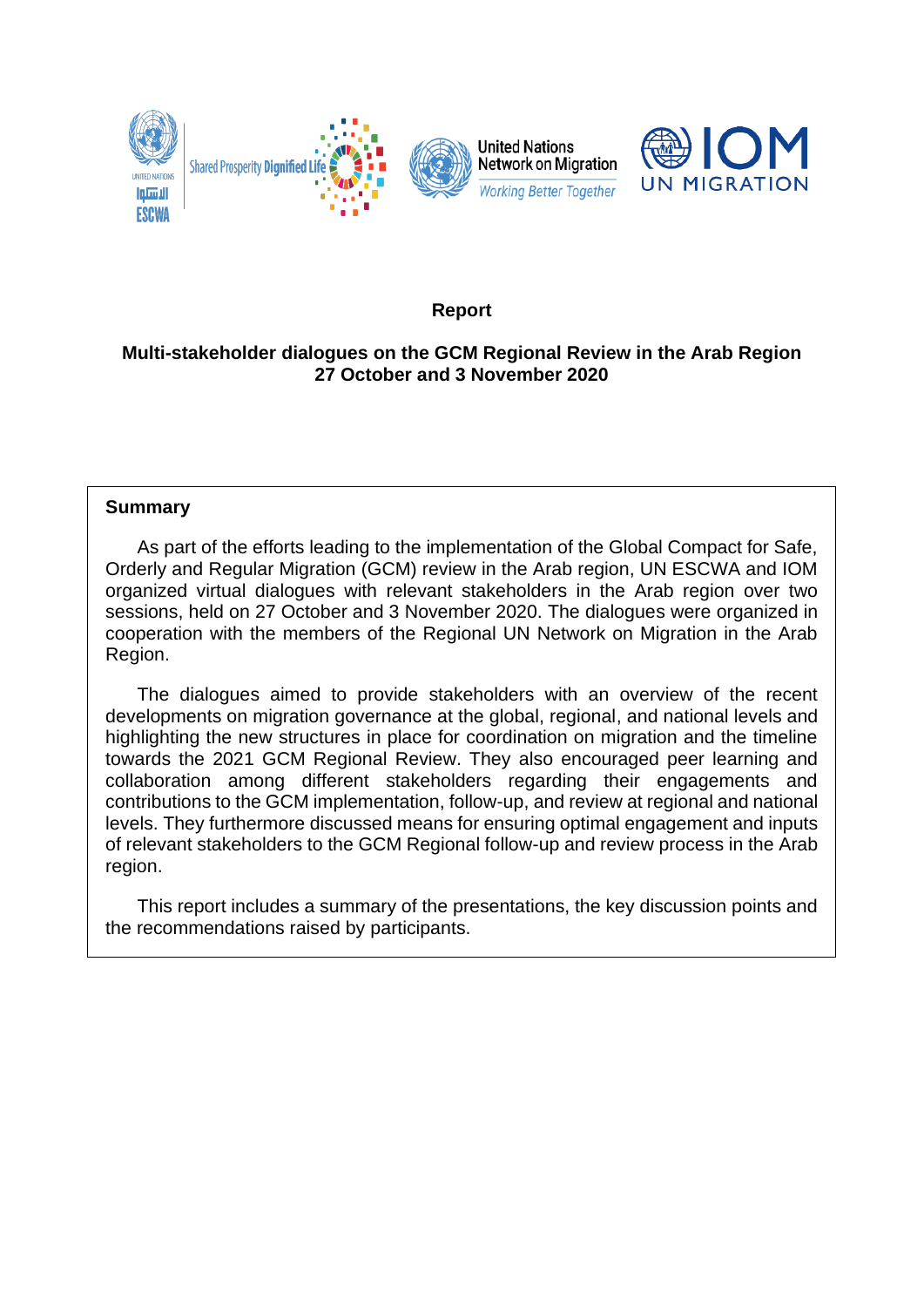**Report**

**Multi-stakeholder dialogues on the GCM Regional Review in the Arab Region**
**27 October and 3 November 2020**

**Summary**

As part of the efforts leading to the implementation of the Global Compact for Safe, Orderly and Regular Migration (GCM) review in the Arab region, UN ESCWA and IOM organized virtual dialogues with relevant stakeholders in the Arab region over two sessions, held on 27 October and 3 November 2020. The dialogues were organized in cooperation with the members of the Regional UN Network on Migration in the Arab Region.

The dialogues aimed to provide stakeholders with an overview of the recent developments on migration governance at the global, regional, and national levels and highlighting the new structures in place for coordination on migration and the timeline towards the 2021 GCM Regional Review. They also encouraged peer learning and collaboration among different stakeholders regarding their engagements and contributions to the GCM implementation, follow-up, and review at regional and national levels. They furthermore discussed means for ensuring optimal engagement and inputs of relevant stakeholders to the GCM Regional follow-up and review process in the Arab region.

This report includes a summary of the presentations, the key discussion points and the recommendations raised by participants.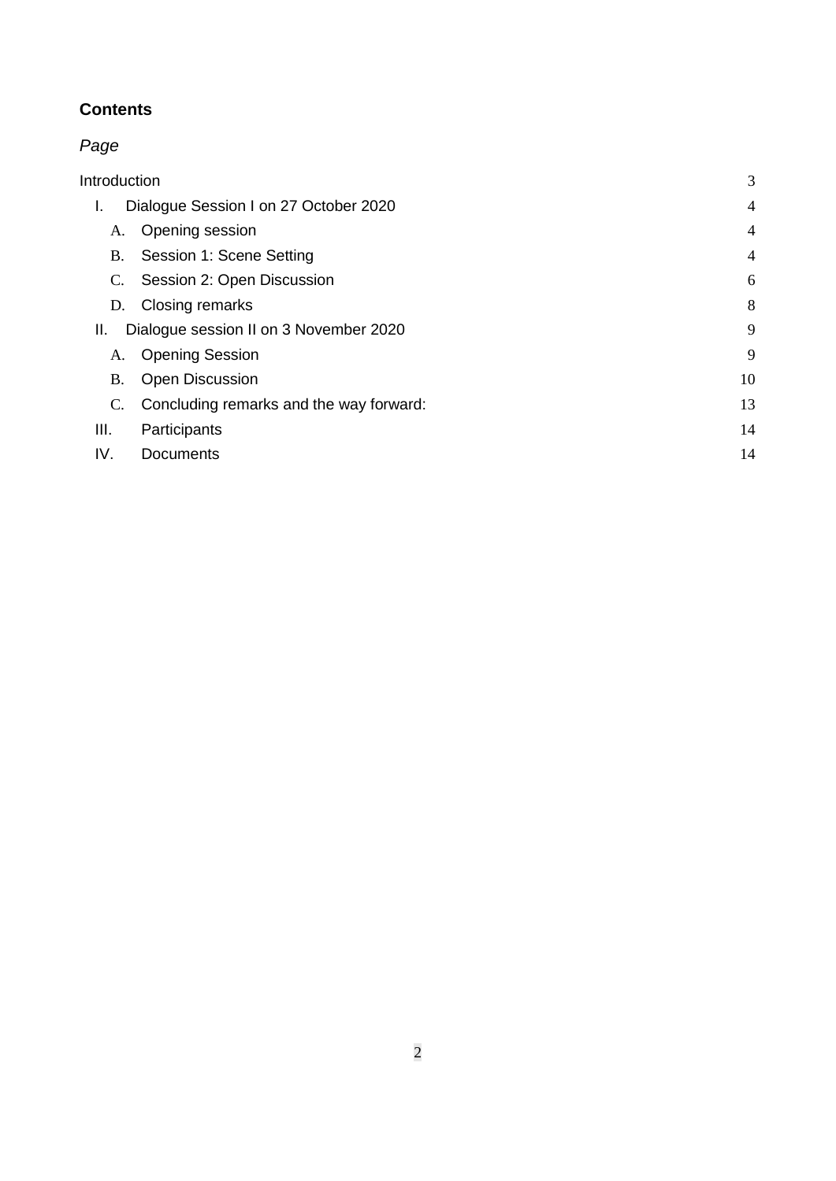**Contents**

*Page*

| | |
|---|---|
| Introduction | 3 |
| I. Dialogue Session I on 27 October 2020 | 4 |
| A. Opening session | 4 |
| B. Session 1: Scene Setting | 4 |
| C. Session 2: Open Discussion | 6 |
| D. Closing remarks | 8 |
| II. Dialogue session II on 3 November 2020 | 9 |
| A. Opening Session | 9 |
| B. Open Discussion | 10 |
| C. Concluding remarks and the way forward: | 13 |
| III. Participants | 14 |
| IV. Documents | 14 |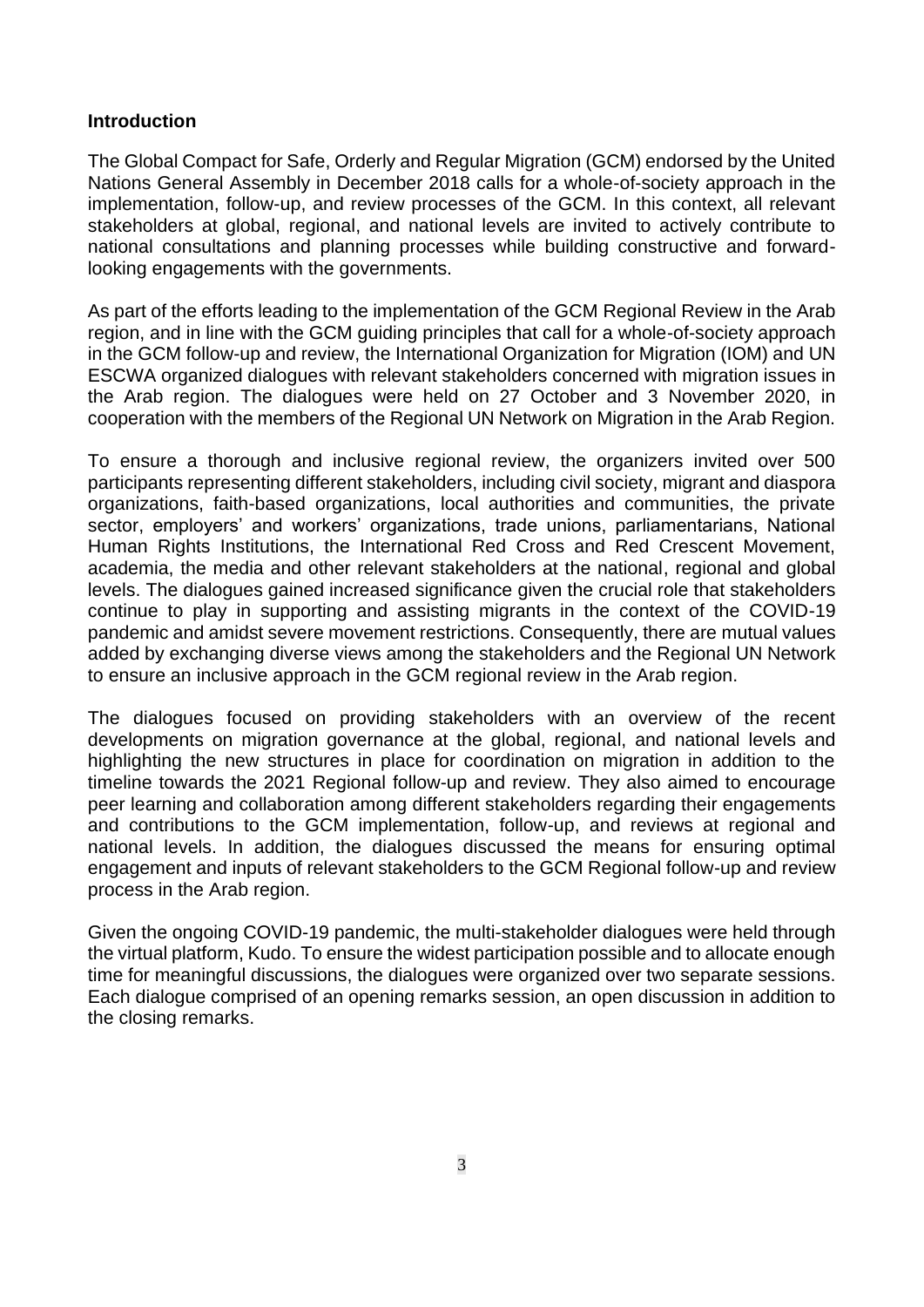**Introduction**

The Global Compact for Safe, Orderly and Regular Migration (GCM) endorsed by the United Nations General Assembly in December 2018 calls for a whole-of-society approach in the implementation, follow-up, and review processes of the GCM. In this context, all relevant stakeholders at global, regional, and national levels are invited to actively contribute to national consultations and planning processes while building constructive and forward-looking engagements with the governments.

As part of the efforts leading to the implementation of the GCM Regional Review in the Arab region, and in line with the GCM guiding principles that call for a whole-of-society approach in the GCM follow-up and review, the International Organization for Migration (IOM) and UN ESCWA organized dialogues with relevant stakeholders concerned with migration issues in the Arab region. The dialogues were held on 27 October and 3 November 2020, in cooperation with the members of the Regional UN Network on Migration in the Arab Region.

To ensure a thorough and inclusive regional review, the organizers invited over 500 participants representing different stakeholders, including civil society, migrant and diaspora organizations, faith-based organizations, local authorities and communities, the private sector, employers' and workers' organizations, trade unions, parliamentarians, National Human Rights Institutions, the International Red Cross and Red Crescent Movement, academia, the media and other relevant stakeholders at the national, regional and global levels. The dialogues gained increased significance given the crucial role that stakeholders continue to play in supporting and assisting migrants in the context of the COVID-19 pandemic and amidst severe movement restrictions. Consequently, there are mutual values added by exchanging diverse views among the stakeholders and the Regional UN Network to ensure an inclusive approach in the GCM regional review in the Arab region.

The dialogues focused on providing stakeholders with an overview of the recent developments on migration governance at the global, regional, and national levels and highlighting the new structures in place for coordination on migration in addition to the timeline towards the 2021 Regional follow-up and review. They also aimed to encourage peer learning and collaboration among different stakeholders regarding their engagements and contributions to the GCM implementation, follow-up, and reviews at regional and national levels. In addition, the dialogues discussed the means for ensuring optimal engagement and inputs of relevant stakeholders to the GCM Regional follow-up and review process in the Arab region.

Given the ongoing COVID-19 pandemic, the multi-stakeholder dialogues were held through the virtual platform, Kudo. To ensure the widest participation possible and to allocate enough time for meaningful discussions, the dialogues were organized over two separate sessions. Each dialogue comprised of an opening remarks session, an open discussion in addition to the closing remarks.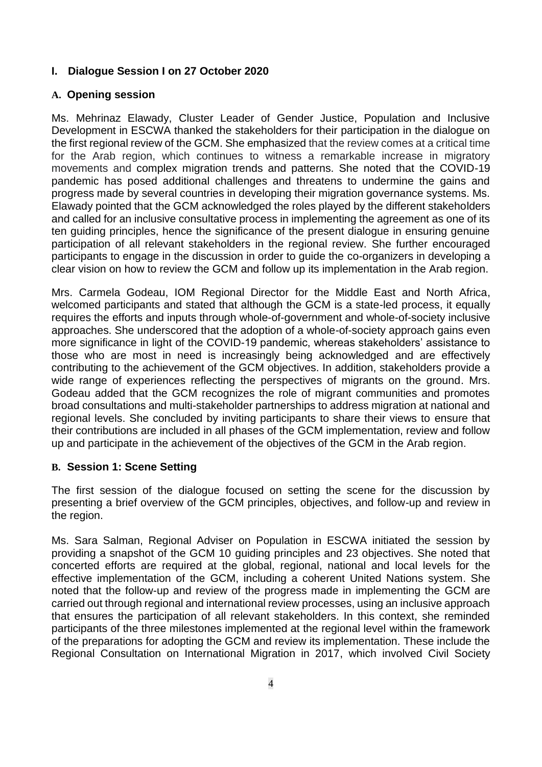## I. Dialogue Session I on 27 October 2020

### A. Opening session

Ms. Mehrinaz Elawady, Cluster Leader of Gender Justice, Population and Inclusive Development in ESCWA thanked the stakeholders for their participation in the dialogue on the first regional review of the GCM. She emphasized that the review comes at a critical time for the Arab region, which continues to witness a remarkable increase in migratory movements and complex migration trends and patterns. She noted that the COVID-19 pandemic has posed additional challenges and threatens to undermine the gains and progress made by several countries in developing their migration governance systems. Ms. Elawady pointed that the GCM acknowledged the roles played by the different stakeholders and called for an inclusive consultative process in implementing the agreement as one of its ten guiding principles, hence the significance of the present dialogue in ensuring genuine participation of all relevant stakeholders in the regional review. She further encouraged participants to engage in the discussion in order to guide the co-organizers in developing a clear vision on how to review the GCM and follow up its implementation in the Arab region.

Mrs. Carmela Godeau, IOM Regional Director for the Middle East and North Africa, welcomed participants and stated that although the GCM is a state-led process, it equally requires the efforts and inputs through whole-of-government and whole-of-society inclusive approaches. She underscored that the adoption of a whole-of-society approach gains even more significance in light of the COVID-19 pandemic, whereas stakeholders' assistance to those who are most in need is increasingly being acknowledged and are effectively contributing to the achievement of the GCM objectives. In addition, stakeholders provide a wide range of experiences reflecting the perspectives of migrants on the ground. Mrs. Godeau added that the GCM recognizes the role of migrant communities and promotes broad consultations and multi-stakeholder partnerships to address migration at national and regional levels. She concluded by inviting participants to share their views to ensure that their contributions are included in all phases of the GCM implementation, review and follow up and participate in the achievement of the objectives of the GCM in the Arab region.

### B. Session 1: Scene Setting

The first session of the dialogue focused on setting the scene for the discussion by presenting a brief overview of the GCM principles, objectives, and follow-up and review in the region.

Ms. Sara Salman, Regional Adviser on Population in ESCWA initiated the session by providing a snapshot of the GCM 10 guiding principles and 23 objectives. She noted that concerted efforts are required at the global, regional, national and local levels for the effective implementation of the GCM, including a coherent United Nations system. She noted that the follow-up and review of the progress made in implementing the GCM are carried out through regional and international review processes, using an inclusive approach that ensures the participation of all relevant stakeholders. In this context, she reminded participants of the three milestones implemented at the regional level within the framework of the preparations for adopting the GCM and review its implementation. These include the Regional Consultation on International Migration in 2017, which involved Civil Society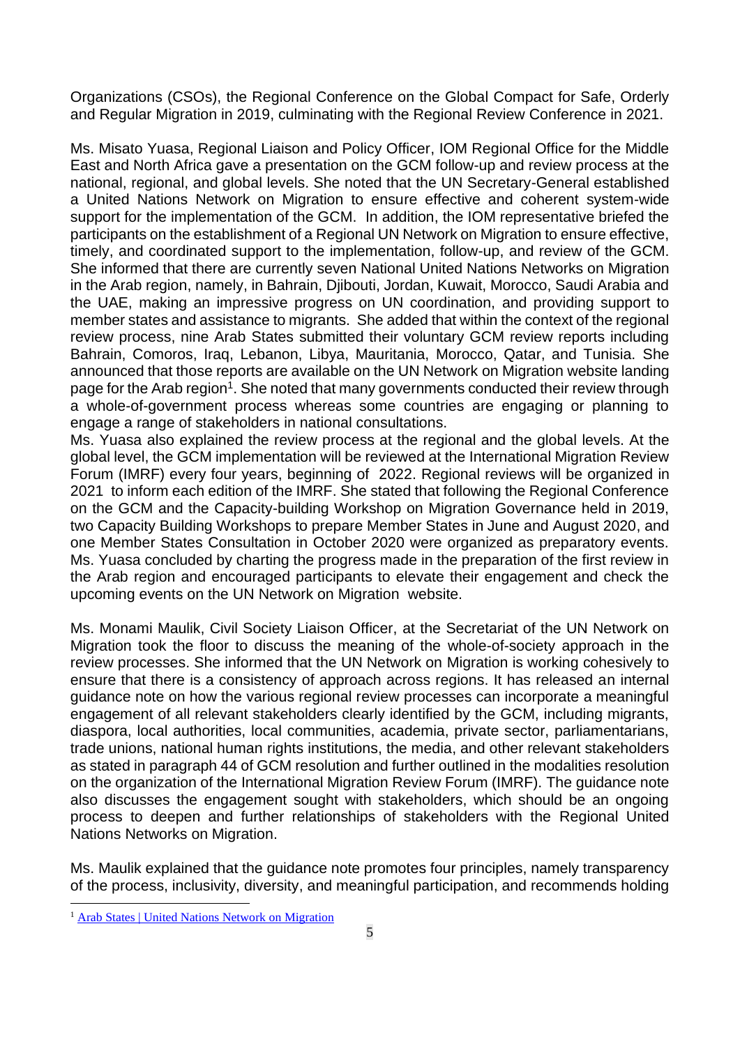Organizations (CSOs), the Regional Conference on the Global Compact for Safe, Orderly and Regular Migration in 2019, culminating with the Regional Review Conference in 2021.

Ms. Misato Yuasa, Regional Liaison and Policy Officer, IOM Regional Office for the Middle East and North Africa gave a presentation on the GCM follow-up and review process at the national, regional, and global levels. She noted that the UN Secretary-General established a United Nations Network on Migration to ensure effective and coherent system-wide support for the implementation of the GCM. In addition, the IOM representative briefed the participants on the establishment of a Regional UN Network on Migration to ensure effective, timely, and coordinated support to the implementation, follow-up, and review of the GCM. She informed that there are currently seven National United Nations Networks on Migration in the Arab region, namely, in Bahrain, Djibouti, Jordan, Kuwait, Morocco, Saudi Arabia and the UAE, making an impressive progress on UN coordination, and providing support to member states and assistance to migrants. She added that within the context of the regional review process, nine Arab States submitted their voluntary GCM review reports including Bahrain, Comoros, Iraq, Lebanon, Libya, Mauritania, Morocco, Qatar, and Tunisia. She announced that those reports are available on the UN Network on Migration website landing page for the Arab region[1]. She noted that many governments conducted their review through a whole-of-government process whereas some countries are engaging or planning to engage a range of stakeholders in national consultations.

Ms. Yuasa also explained the review process at the regional and the global levels. At the global level, the GCM implementation will be reviewed at the International Migration Review Forum (IMRF) every four years, beginning of 2022. Regional reviews will be organized in 2021 to inform each edition of the IMRF. She stated that following the Regional Conference on the GCM and the Capacity-building Workshop on Migration Governance held in 2019, two Capacity Building Workshops to prepare Member States in June and August 2020, and one Member States Consultation in October 2020 were organized as preparatory events. Ms. Yuasa concluded by charting the progress made in the preparation of the first review in the Arab region and encouraged participants to elevate their engagement and check the upcoming events on the UN Network on Migration website.

Ms. Monami Maulik, Civil Society Liaison Officer, at the Secretariat of the UN Network on Migration took the floor to discuss the meaning of the whole-of-society approach in the review processes. She informed that the UN Network on Migration is working cohesively to ensure that there is a consistency of approach across regions. It has released an internal guidance note on how the various regional review processes can incorporate a meaningful engagement of all relevant stakeholders clearly identified by the GCM, including migrants, diaspora, local authorities, local communities, academia, private sector, parliamentarians, trade unions, national human rights institutions, the media, and other relevant stakeholders as stated in paragraph 44 of GCM resolution and further outlined in the modalities resolution on the organization of the International Migration Review Forum (IMRF). The guidance note also discusses the engagement sought with stakeholders, which should be an ongoing process to deepen and further relationships of stakeholders with the Regional United Nations Networks on Migration.

Ms. Maulik explained that the guidance note promotes four principles, namely transparency of the process, inclusivity, diversity, and meaningful participation, and recommends holding

[1] Arab States | United Nations Network on Migration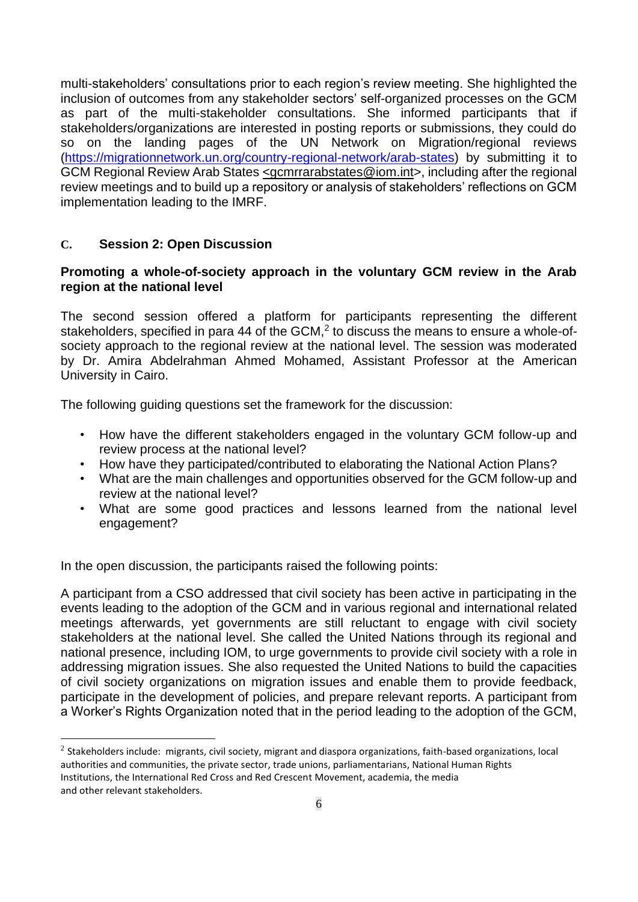multi-stakeholders' consultations prior to each region's review meeting. She highlighted the inclusion of outcomes from any stakeholder sectors' self-organized processes on the GCM as part of the multi-stakeholder consultations. She informed participants that if stakeholders/organizations are interested in posting reports or submissions, they could do so on the landing pages of the UN Network on Migration/regional reviews (https://migrationnetwork.un.org/country-regional-network/arab-states) by submitting it to GCM Regional Review Arab States <gcmrrarabstates@iom.int>, including after the regional review meetings and to build up a repository or analysis of stakeholders' reflections on GCM implementation leading to the IMRF.

## C. Session 2: Open Discussion

**Promoting a whole-of-society approach in the voluntary GCM review in the Arab region at the national level**

The second session offered a platform for participants representing the different stakeholders, specified in para 44 of the GCM,[2] to discuss the means to ensure a whole-of-society approach to the regional review at the national level. The session was moderated by Dr. Amira Abdelrahman Ahmed Mohamed, Assistant Professor at the American University in Cairo.

The following guiding questions set the framework for the discussion:

- How have the different stakeholders engaged in the voluntary GCM follow-up and review process at the national level?
- How have they participated/contributed to elaborating the National Action Plans?
- What are the main challenges and opportunities observed for the GCM follow-up and review at the national level?
- What are some good practices and lessons learned from the national level engagement?

In the open discussion, the participants raised the following points:

A participant from a CSO addressed that civil society has been active in participating in the events leading to the adoption of the GCM and in various regional and international related meetings afterwards, yet governments are still reluctant to engage with civil society stakeholders at the national level. She called the United Nations through its regional and national presence, including IOM, to urge governments to provide civil society with a role in addressing migration issues. She also requested the United Nations to build the capacities of civil society organizations on migration issues and enable them to provide feedback, participate in the development of policies, and prepare relevant reports. A participant from a Worker's Rights Organization noted that in the period leading to the adoption of the GCM,

[2] Stakeholders include: migrants, civil society, migrant and diaspora organizations, faith-based organizations, local authorities and communities, the private sector, trade unions, parliamentarians, National Human Rights Institutions, the International Red Cross and Red Crescent Movement, academia, the media and other relevant stakeholders.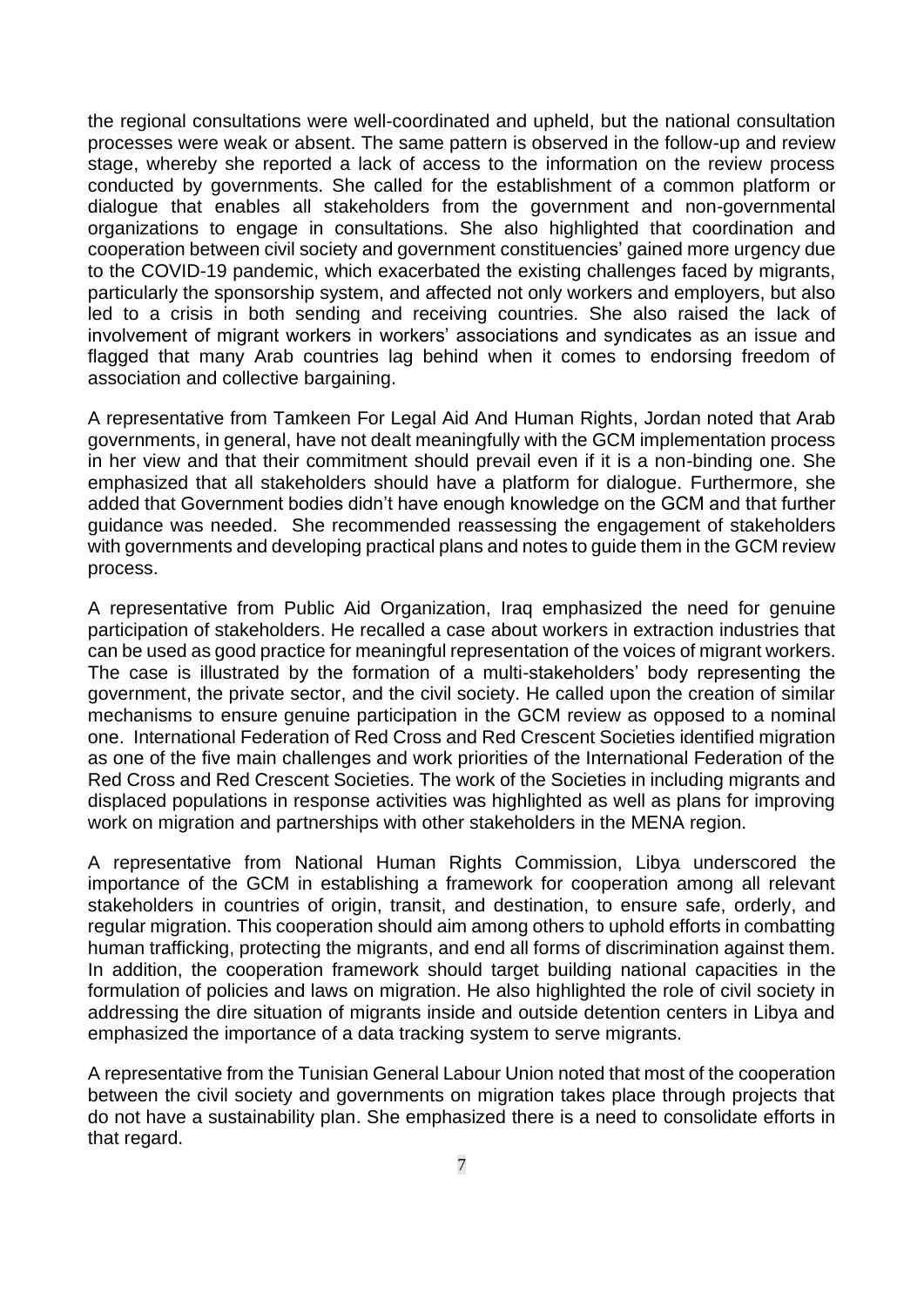the regional consultations were well-coordinated and upheld, but the national consultation processes were weak or absent. The same pattern is observed in the follow-up and review stage, whereby she reported a lack of access to the information on the review process conducted by governments. She called for the establishment of a common platform or dialogue that enables all stakeholders from the government and non-governmental organizations to engage in consultations. She also highlighted that coordination and cooperation between civil society and government constituencies' gained more urgency due to the COVID-19 pandemic, which exacerbated the existing challenges faced by migrants, particularly the sponsorship system, and affected not only workers and employers, but also led to a crisis in both sending and receiving countries. She also raised the lack of involvement of migrant workers in workers' associations and syndicates as an issue and flagged that many Arab countries lag behind when it comes to endorsing freedom of association and collective bargaining.

A representative from Tamkeen For Legal Aid And Human Rights, Jordan noted that Arab governments, in general, have not dealt meaningfully with the GCM implementation process in her view and that their commitment should prevail even if it is a non-binding one. She emphasized that all stakeholders should have a platform for dialogue. Furthermore, she added that Government bodies didn't have enough knowledge on the GCM and that further guidance was needed. She recommended reassessing the engagement of stakeholders with governments and developing practical plans and notes to guide them in the GCM review process.

A representative from Public Aid Organization, Iraq emphasized the need for genuine participation of stakeholders. He recalled a case about workers in extraction industries that can be used as good practice for meaningful representation of the voices of migrant workers. The case is illustrated by the formation of a multi-stakeholders' body representing the government, the private sector, and the civil society. He called upon the creation of similar mechanisms to ensure genuine participation in the GCM review as opposed to a nominal one. International Federation of Red Cross and Red Crescent Societies identified migration as one of the five main challenges and work priorities of the International Federation of the Red Cross and Red Crescent Societies. The work of the Societies in including migrants and displaced populations in response activities was highlighted as well as plans for improving work on migration and partnerships with other stakeholders in the MENA region.

A representative from National Human Rights Commission, Libya underscored the importance of the GCM in establishing a framework for cooperation among all relevant stakeholders in countries of origin, transit, and destination, to ensure safe, orderly, and regular migration. This cooperation should aim among others to uphold efforts in combatting human trafficking, protecting the migrants, and end all forms of discrimination against them. In addition, the cooperation framework should target building national capacities in the formulation of policies and laws on migration. He also highlighted the role of civil society in addressing the dire situation of migrants inside and outside detention centers in Libya and emphasized the importance of a data tracking system to serve migrants.

A representative from the Tunisian General Labour Union noted that most of the cooperation between the civil society and governments on migration takes place through projects that do not have a sustainability plan. She emphasized there is a need to consolidate efforts in that regard.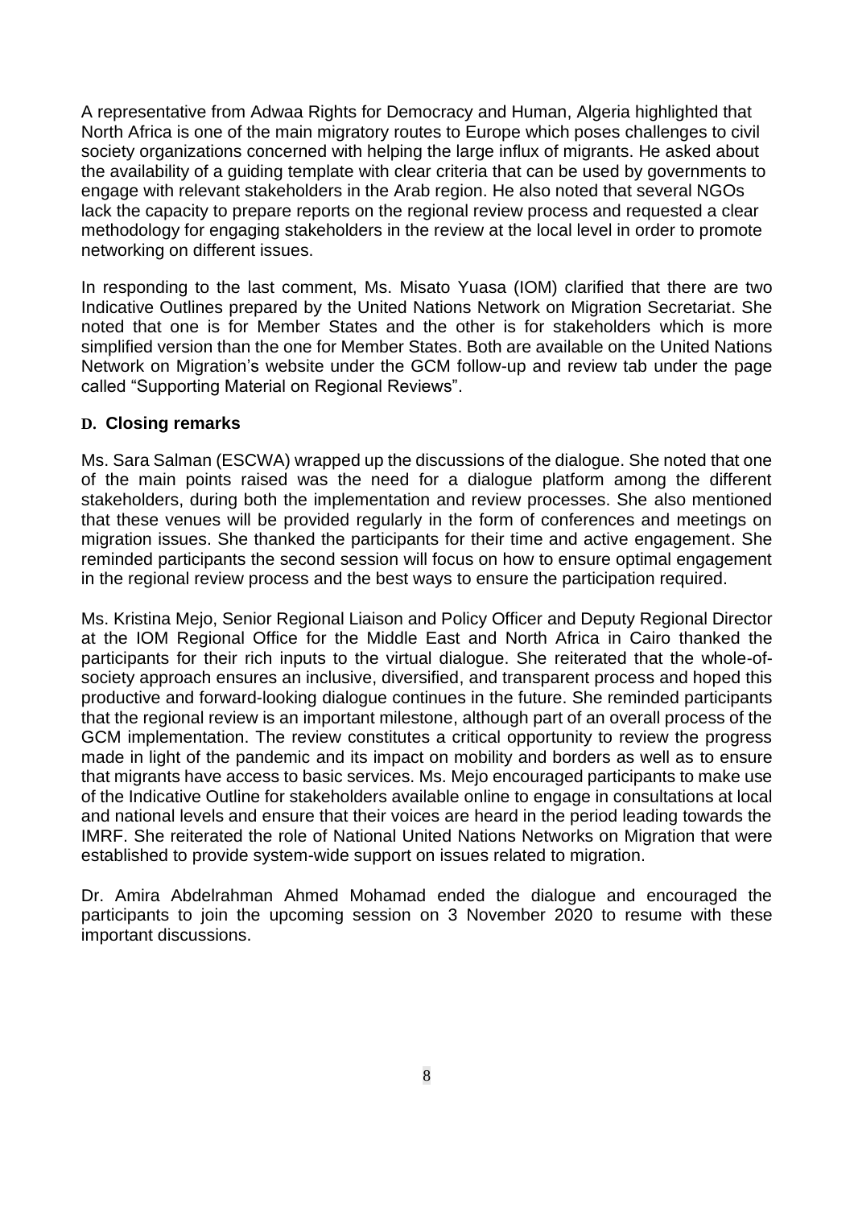A representative from Adwaa Rights for Democracy and Human, Algeria highlighted that North Africa is one of the main migratory routes to Europe which poses challenges to civil society organizations concerned with helping the large influx of migrants. He asked about the availability of a guiding template with clear criteria that can be used by governments to engage with relevant stakeholders in the Arab region. He also noted that several NGOs lack the capacity to prepare reports on the regional review process and requested a clear methodology for engaging stakeholders in the review at the local level in order to promote networking on different issues.

In responding to the last comment, Ms. Misato Yuasa (IOM) clarified that there are two Indicative Outlines prepared by the United Nations Network on Migration Secretariat. She noted that one is for Member States and the other is for stakeholders which is more simplified version than the one for Member States. Both are available on the United Nations Network on Migration's website under the GCM follow-up and review tab under the page called "Supporting Material on Regional Reviews".

### D. Closing remarks

Ms. Sara Salman (ESCWA) wrapped up the discussions of the dialogue. She noted that one of the main points raised was the need for a dialogue platform among the different stakeholders, during both the implementation and review processes. She also mentioned that these venues will be provided regularly in the form of conferences and meetings on migration issues. She thanked the participants for their time and active engagement. She reminded participants the second session will focus on how to ensure optimal engagement in the regional review process and the best ways to ensure the participation required.

Ms. Kristina Mejo, Senior Regional Liaison and Policy Officer and Deputy Regional Director at the IOM Regional Office for the Middle East and North Africa in Cairo thanked the participants for their rich inputs to the virtual dialogue. She reiterated that the whole-of-society approach ensures an inclusive, diversified, and transparent process and hoped this productive and forward-looking dialogue continues in the future. She reminded participants that the regional review is an important milestone, although part of an overall process of the GCM implementation. The review constitutes a critical opportunity to review the progress made in light of the pandemic and its impact on mobility and borders as well as to ensure that migrants have access to basic services. Ms. Mejo encouraged participants to make use of the Indicative Outline for stakeholders available online to engage in consultations at local and national levels and ensure that their voices are heard in the period leading towards the IMRF. She reiterated the role of National United Nations Networks on Migration that were established to provide system-wide support on issues related to migration.

Dr. Amira Abdelrahman Ahmed Mohamad ended the dialogue and encouraged the participants to join the upcoming session on 3 November 2020 to resume with these important discussions.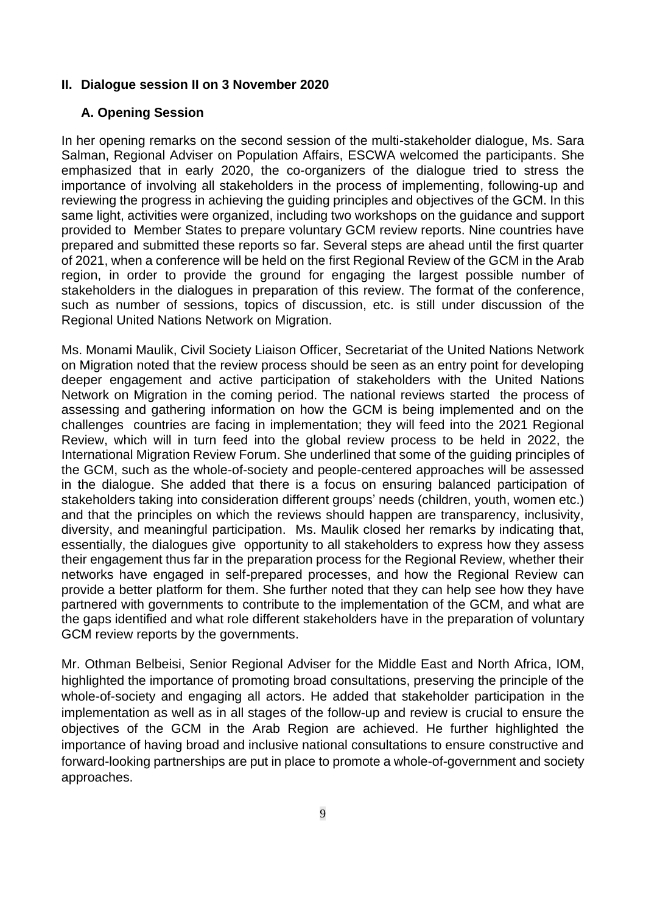## II. Dialogue session II on 3 November 2020

### A. Opening Session

In her opening remarks on the second session of the multi-stakeholder dialogue, Ms. Sara Salman, Regional Adviser on Population Affairs, ESCWA welcomed the participants. She emphasized that in early 2020, the co-organizers of the dialogue tried to stress the importance of involving all stakeholders in the process of implementing, following-up and reviewing the progress in achieving the guiding principles and objectives of the GCM. In this same light, activities were organized, including two workshops on the guidance and support provided to Member States to prepare voluntary GCM review reports. Nine countries have prepared and submitted these reports so far. Several steps are ahead until the first quarter of 2021, when a conference will be held on the first Regional Review of the GCM in the Arab region, in order to provide the ground for engaging the largest possible number of stakeholders in the dialogues in preparation of this review. The format of the conference, such as number of sessions, topics of discussion, etc. is still under discussion of the Regional United Nations Network on Migration.

Ms. Monami Maulik, Civil Society Liaison Officer, Secretariat of the United Nations Network on Migration noted that the review process should be seen as an entry point for developing deeper engagement and active participation of stakeholders with the United Nations Network on Migration in the coming period. The national reviews started the process of assessing and gathering information on how the GCM is being implemented and on the challenges countries are facing in implementation; they will feed into the 2021 Regional Review, which will in turn feed into the global review process to be held in 2022, the International Migration Review Forum. She underlined that some of the guiding principles of the GCM, such as the whole-of-society and people-centered approaches will be assessed in the dialogue. She added that there is a focus on ensuring balanced participation of stakeholders taking into consideration different groups' needs (children, youth, women etc.) and that the principles on which the reviews should happen are transparency, inclusivity, diversity, and meaningful participation. Ms. Maulik closed her remarks by indicating that, essentially, the dialogues give opportunity to all stakeholders to express how they assess their engagement thus far in the preparation process for the Regional Review, whether their networks have engaged in self-prepared processes, and how the Regional Review can provide a better platform for them. She further noted that they can help see how they have partnered with governments to contribute to the implementation of the GCM, and what are the gaps identified and what role different stakeholders have in the preparation of voluntary GCM review reports by the governments.

Mr. Othman Belbeisi, Senior Regional Adviser for the Middle East and North Africa, IOM, highlighted the importance of promoting broad consultations, preserving the principle of the whole-of-society and engaging all actors. He added that stakeholder participation in the implementation as well as in all stages of the follow-up and review is crucial to ensure the objectives of the GCM in the Arab Region are achieved. He further highlighted the importance of having broad and inclusive national consultations to ensure constructive and forward-looking partnerships are put in place to promote a whole-of-government and society approaches.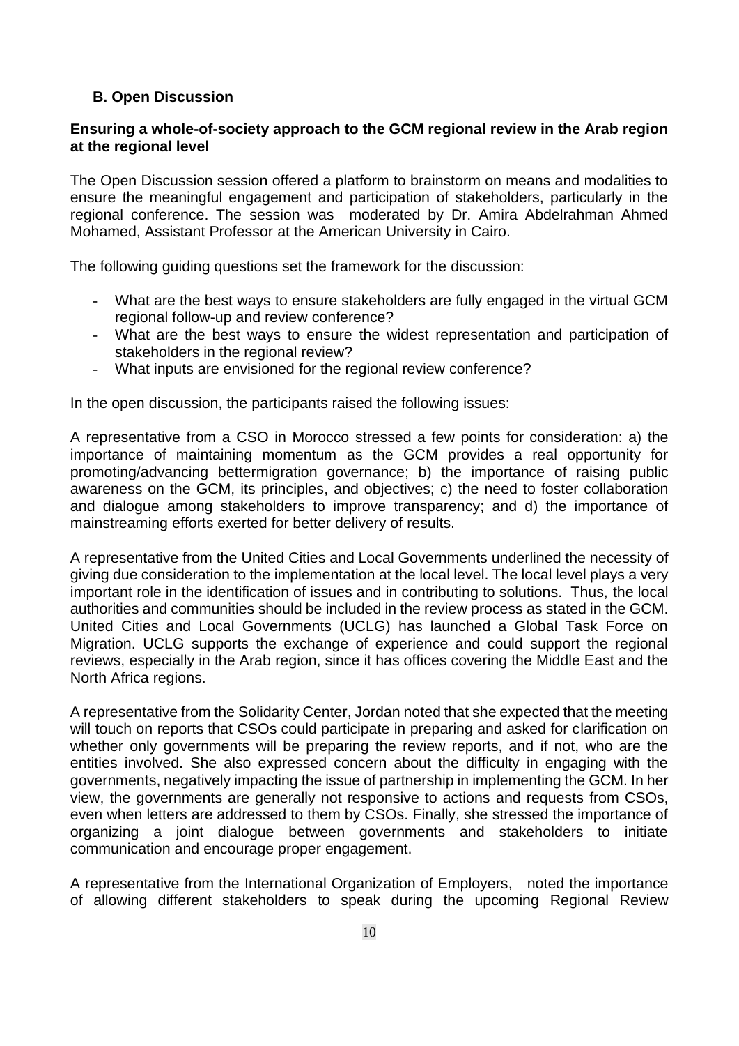### B. Open Discussion

**Ensuring a whole-of-society approach to the GCM regional review in the Arab region at the regional level**

The Open Discussion session offered a platform to brainstorm on means and modalities to ensure the meaningful engagement and participation of stakeholders, particularly in the regional conference. The session was moderated by Dr. Amira Abdelrahman Ahmed Mohamed, Assistant Professor at the American University in Cairo.

The following guiding questions set the framework for the discussion:

- What are the best ways to ensure stakeholders are fully engaged in the virtual GCM regional follow-up and review conference?
- What are the best ways to ensure the widest representation and participation of stakeholders in the regional review?
- What inputs are envisioned for the regional review conference?

In the open discussion, the participants raised the following issues:

A representative from a CSO in Morocco stressed a few points for consideration: a) the importance of maintaining momentum as the GCM provides a real opportunity for promoting/advancing bettermigration governance; b) the importance of raising public awareness on the GCM, its principles, and objectives; c) the need to foster collaboration and dialogue among stakeholders to improve transparency; and d) the importance of mainstreaming efforts exerted for better delivery of results.

A representative from the United Cities and Local Governments underlined the necessity of giving due consideration to the implementation at the local level. The local level plays a very important role in the identification of issues and in contributing to solutions. Thus, the local authorities and communities should be included in the review process as stated in the GCM. United Cities and Local Governments (UCLG) has launched a Global Task Force on Migration. UCLG supports the exchange of experience and could support the regional reviews, especially in the Arab region, since it has offices covering the Middle East and the North Africa regions.

A representative from the Solidarity Center, Jordan noted that she expected that the meeting will touch on reports that CSOs could participate in preparing and asked for clarification on whether only governments will be preparing the review reports, and if not, who are the entities involved. She also expressed concern about the difficulty in engaging with the governments, negatively impacting the issue of partnership in implementing the GCM. In her view, the governments are generally not responsive to actions and requests from CSOs, even when letters are addressed to them by CSOs. Finally, she stressed the importance of organizing a joint dialogue between governments and stakeholders to initiate communication and encourage proper engagement.

A representative from the International Organization of Employers, noted the importance of allowing different stakeholders to speak during the upcoming Regional Review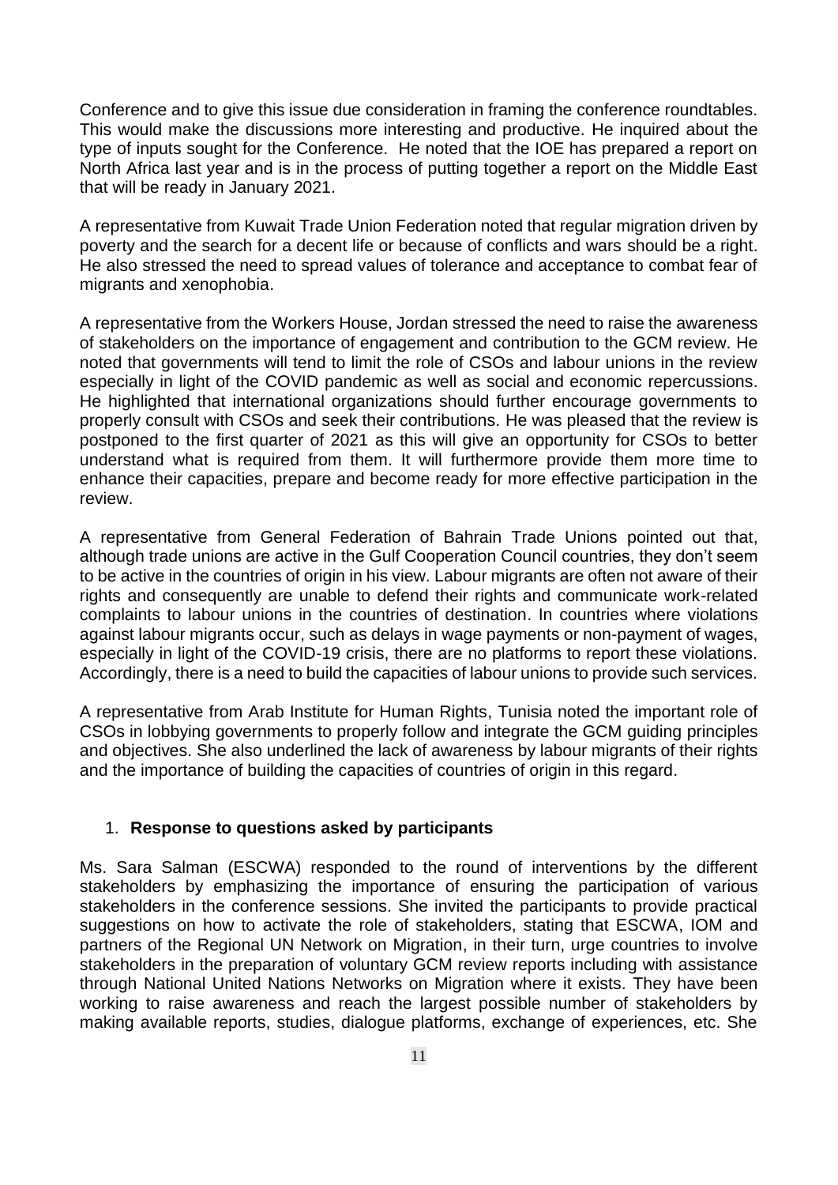Conference and to give this issue due consideration in framing the conference roundtables. This would make the discussions more interesting and productive. He inquired about the type of inputs sought for the Conference. He noted that the IOE has prepared a report on North Africa last year and is in the process of putting together a report on the Middle East that will be ready in January 2021.

A representative from Kuwait Trade Union Federation noted that regular migration driven by poverty and the search for a decent life or because of conflicts and wars should be a right. He also stressed the need to spread values of tolerance and acceptance to combat fear of migrants and xenophobia.

A representative from the Workers House, Jordan stressed the need to raise the awareness of stakeholders on the importance of engagement and contribution to the GCM review. He noted that governments will tend to limit the role of CSOs and labour unions in the review especially in light of the COVID pandemic as well as social and economic repercussions. He highlighted that international organizations should further encourage governments to properly consult with CSOs and seek their contributions. He was pleased that the review is postponed to the first quarter of 2021 as this will give an opportunity for CSOs to better understand what is required from them. It will furthermore provide them more time to enhance their capacities, prepare and become ready for more effective participation in the review.

A representative from General Federation of Bahrain Trade Unions pointed out that, although trade unions are active in the Gulf Cooperation Council countries, they don't seem to be active in the countries of origin in his view. Labour migrants are often not aware of their rights and consequently are unable to defend their rights and communicate work-related complaints to labour unions in the countries of destination. In countries where violations against labour migrants occur, such as delays in wage payments or non-payment of wages, especially in light of the COVID-19 crisis, there are no platforms to report these violations. Accordingly, there is a need to build the capacities of labour unions to provide such services.

A representative from Arab Institute for Human Rights, Tunisia noted the important role of CSOs in lobbying governments to properly follow and integrate the GCM guiding principles and objectives. She also underlined the lack of awareness by labour migrants of their rights and the importance of building the capacities of countries of origin in this regard.

1. **Response to questions asked by participants**

Ms. Sara Salman (ESCWA) responded to the round of interventions by the different stakeholders by emphasizing the importance of ensuring the participation of various stakeholders in the conference sessions. She invited the participants to provide practical suggestions on how to activate the role of stakeholders, stating that ESCWA, IOM and partners of the Regional UN Network on Migration, in their turn, urge countries to involve stakeholders in the preparation of voluntary GCM review reports including with assistance through National United Nations Networks on Migration where it exists. They have been working to raise awareness and reach the largest possible number of stakeholders by making available reports, studies, dialogue platforms, exchange of experiences, etc. She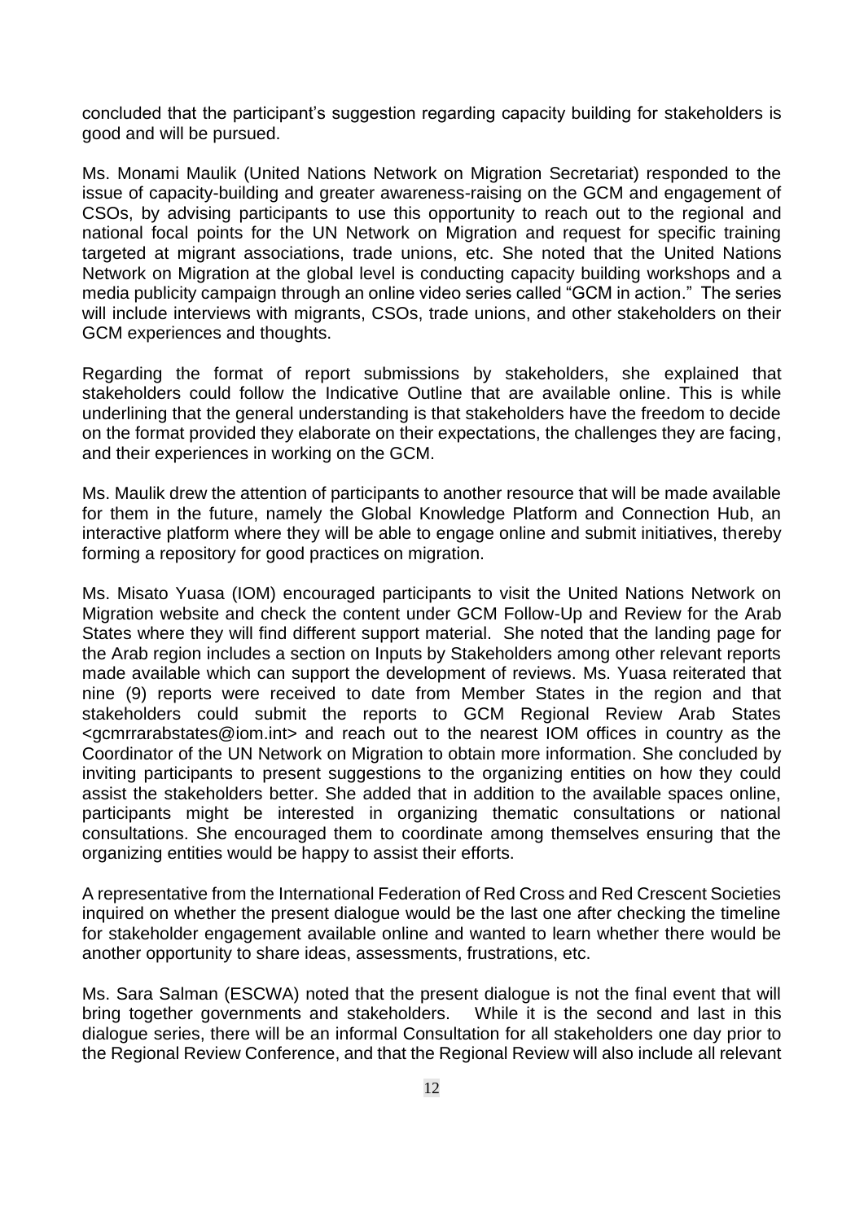concluded that the participant's suggestion regarding capacity building for stakeholders is good and will be pursued.

Ms. Monami Maulik (United Nations Network on Migration Secretariat) responded to the issue of capacity-building and greater awareness-raising on the GCM and engagement of CSOs, by advising participants to use this opportunity to reach out to the regional and national focal points for the UN Network on Migration and request for specific training targeted at migrant associations, trade unions, etc. She noted that the United Nations Network on Migration at the global level is conducting capacity building workshops and a media publicity campaign through an online video series called "GCM in action." The series will include interviews with migrants, CSOs, trade unions, and other stakeholders on their GCM experiences and thoughts.

Regarding the format of report submissions by stakeholders, she explained that stakeholders could follow the Indicative Outline that are available online. This is while underlining that the general understanding is that stakeholders have the freedom to decide on the format provided they elaborate on their expectations, the challenges they are facing, and their experiences in working on the GCM.

Ms. Maulik drew the attention of participants to another resource that will be made available for them in the future, namely the Global Knowledge Platform and Connection Hub, an interactive platform where they will be able to engage online and submit initiatives, thereby forming a repository for good practices on migration.

Ms. Misato Yuasa (IOM) encouraged participants to visit the United Nations Network on Migration website and check the content under GCM Follow-Up and Review for the Arab States where they will find different support material. She noted that the landing page for the Arab region includes a section on Inputs by Stakeholders among other relevant reports made available which can support the development of reviews. Ms. Yuasa reiterated that nine (9) reports were received to date from Member States in the region and that stakeholders could submit the reports to GCM Regional Review Arab States <gcmrrarabstates@iom.int> and reach out to the nearest IOM offices in country as the Coordinator of the UN Network on Migration to obtain more information. She concluded by inviting participants to present suggestions to the organizing entities on how they could assist the stakeholders better. She added that in addition to the available spaces online, participants might be interested in organizing thematic consultations or national consultations. She encouraged them to coordinate among themselves ensuring that the organizing entities would be happy to assist their efforts.

A representative from the International Federation of Red Cross and Red Crescent Societies inquired on whether the present dialogue would be the last one after checking the timeline for stakeholder engagement available online and wanted to learn whether there would be another opportunity to share ideas, assessments, frustrations, etc.

Ms. Sara Salman (ESCWA) noted that the present dialogue is not the final event that will bring together governments and stakeholders. While it is the second and last in this dialogue series, there will be an informal Consultation for all stakeholders one day prior to the Regional Review Conference, and that the Regional Review will also include all relevant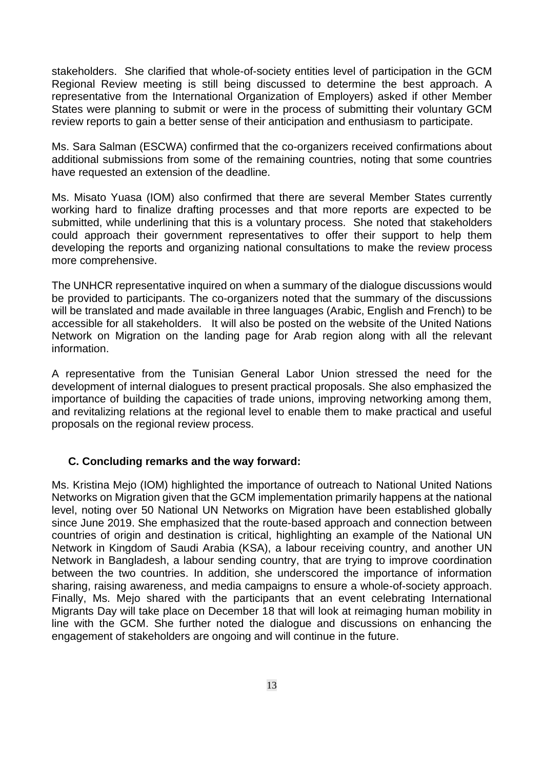stakeholders. She clarified that whole-of-society entities level of participation in the GCM Regional Review meeting is still being discussed to determine the best approach. A representative from the International Organization of Employers) asked if other Member States were planning to submit or were in the process of submitting their voluntary GCM review reports to gain a better sense of their anticipation and enthusiasm to participate.

Ms. Sara Salman (ESCWA) confirmed that the co-organizers received confirmations about additional submissions from some of the remaining countries, noting that some countries have requested an extension of the deadline.

Ms. Misato Yuasa (IOM) also confirmed that there are several Member States currently working hard to finalize drafting processes and that more reports are expected to be submitted, while underlining that this is a voluntary process. She noted that stakeholders could approach their government representatives to offer their support to help them developing the reports and organizing national consultations to make the review process more comprehensive.

The UNHCR representative inquired on when a summary of the dialogue discussions would be provided to participants. The co-organizers noted that the summary of the discussions will be translated and made available in three languages (Arabic, English and French) to be accessible for all stakeholders. It will also be posted on the website of the United Nations Network on Migration on the landing page for Arab region along with all the relevant information.

A representative from the Tunisian General Labor Union stressed the need for the development of internal dialogues to present practical proposals. She also emphasized the importance of building the capacities of trade unions, improving networking among them, and revitalizing relations at the regional level to enable them to make practical and useful proposals on the regional review process.

### C. Concluding remarks and the way forward:

Ms. Kristina Mejo (IOM) highlighted the importance of outreach to National United Nations Networks on Migration given that the GCM implementation primarily happens at the national level, noting over 50 National UN Networks on Migration have been established globally since June 2019. She emphasized that the route-based approach and connection between countries of origin and destination is critical, highlighting an example of the National UN Network in Kingdom of Saudi Arabia (KSA), a labour receiving country, and another UN Network in Bangladesh, a labour sending country, that are trying to improve coordination between the two countries. In addition, she underscored the importance of information sharing, raising awareness, and media campaigns to ensure a whole-of-society approach. Finally, Ms. Mejo shared with the participants that an event celebrating International Migrants Day will take place on December 18 that will look at reimaging human mobility in line with the GCM. She further noted the dialogue and discussions on enhancing the engagement of stakeholders are ongoing and will continue in the future.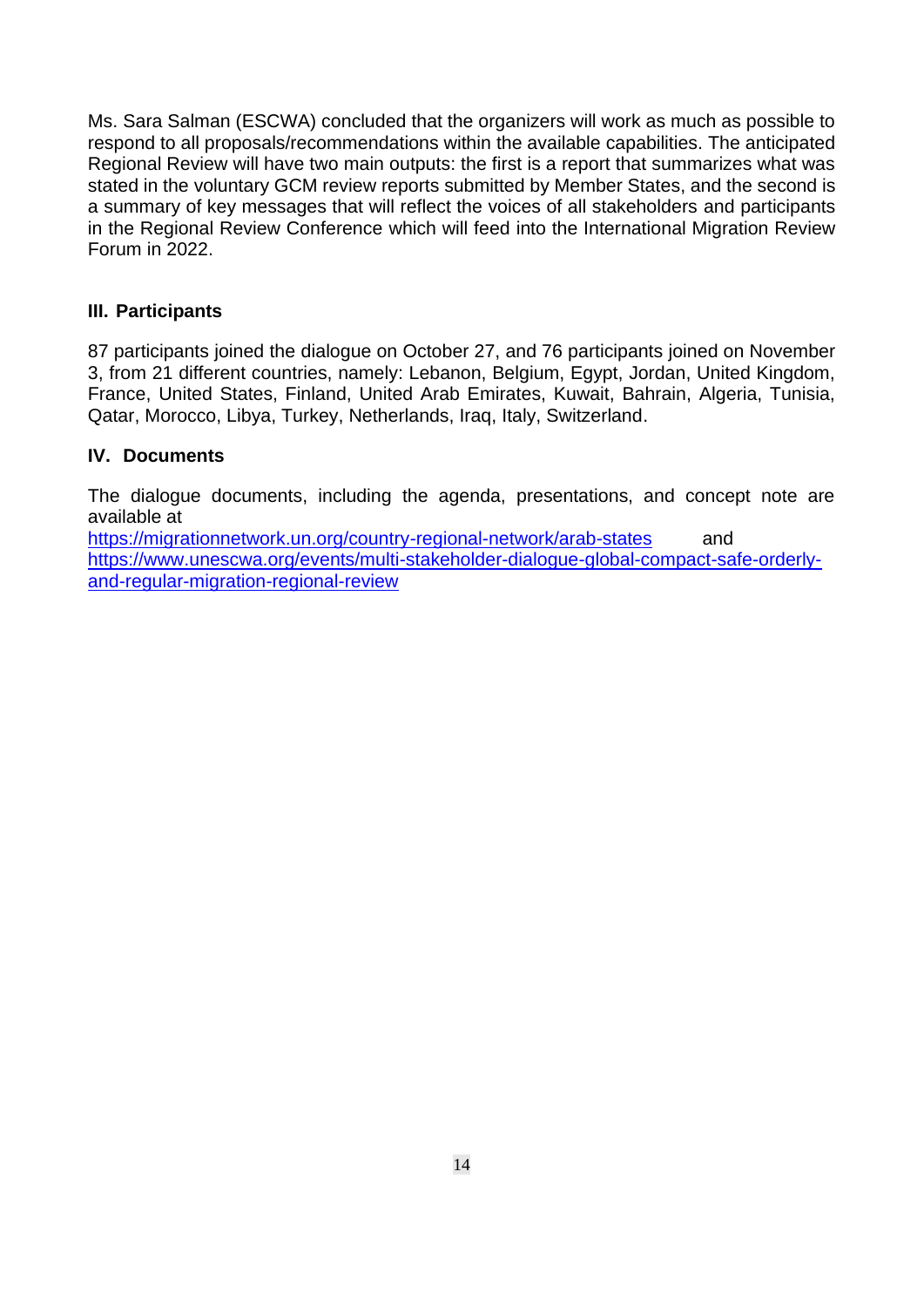Ms. Sara Salman (ESCWA) concluded that the organizers will work as much as possible to respond to all proposals/recommendations within the available capabilities. The anticipated Regional Review will have two main outputs: the first is a report that summarizes what was stated in the voluntary GCM review reports submitted by Member States, and the second is a summary of key messages that will reflect the voices of all stakeholders and participants in the Regional Review Conference which will feed into the International Migration Review Forum in 2022.

## III. Participants

87 participants joined the dialogue on October 27, and 76 participants joined on November 3, from 21 different countries, namely: Lebanon, Belgium, Egypt, Jordan, United Kingdom, France, United States, Finland, United Arab Emirates, Kuwait, Bahrain, Algeria, Tunisia, Qatar, Morocco, Libya, Turkey, Netherlands, Iraq, Italy, Switzerland.

## IV. Documents

The dialogue documents, including the agenda, presentations, and concept note are available at
https://migrationnetwork.un.org/country-regional-network/arab-states and
https://www.unescwa.org/events/multi-stakeholder-dialogue-global-compact-safe-orderly-and-regular-migration-regional-review